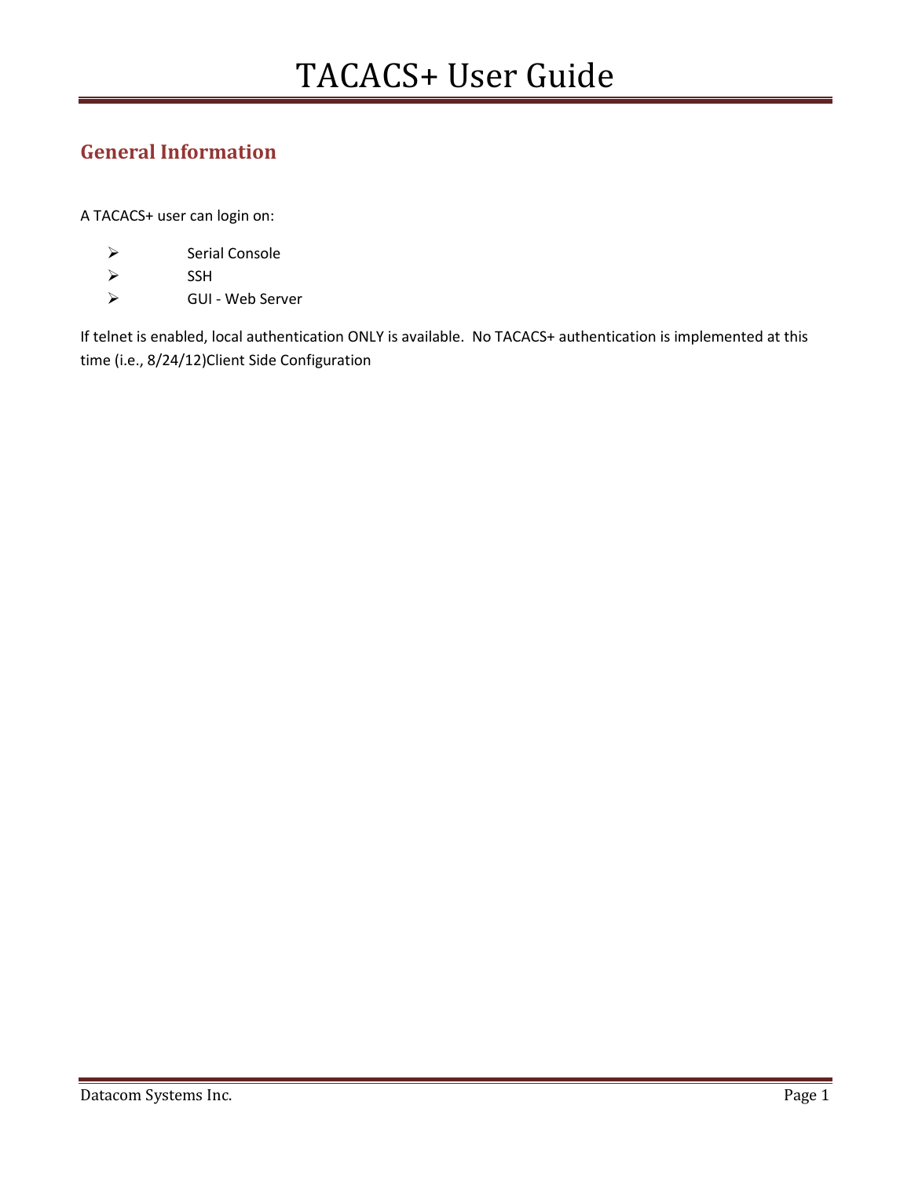# TACACS+ User Guide

## General Information

A TACACS+ user can login on:

- Serial Console
- SSH
- GUI - Web Server

If telnet is enabled, local authentication ONLY is available.  No TACACS+ authentication is implemented at this time (i.e., 8/24/12)Client Side Configuration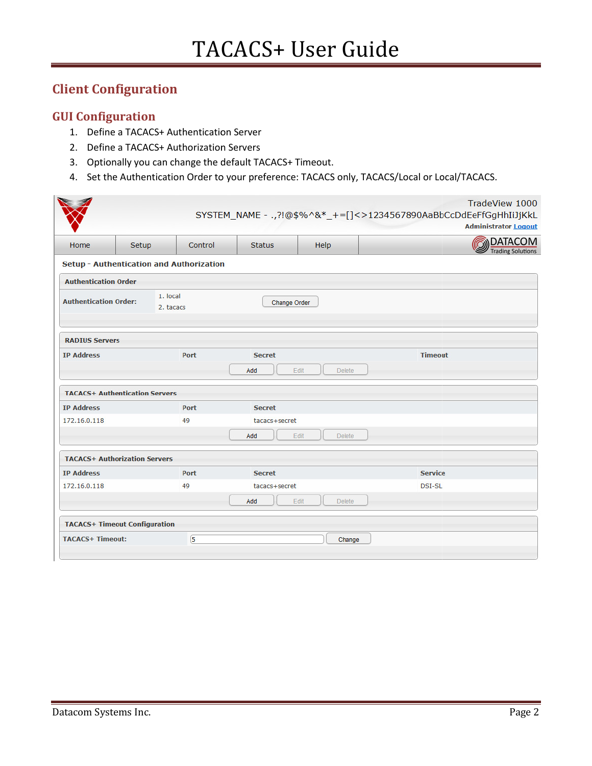# Client Configuration

## GUI Configuration

1. Define a TACACS+ Authentication Server
2. Define a TACACS+ Authorization Servers
3. Optionally you can change the default TACACS+ Timeout.
4. Set the Authentication Order to your preference: TACACS only, TACACS/Local or Local/TACACS.

TradeView 1000
SYSTEM_NAME - .,?!@$%^&*_+=[]<>1234567890AaBbCcDdEeFfGgHhIiJjKkL
Administrator Logout

Home | Setup | Control | Status | Help

DATACOM Trading Solutions

**Setup - Authentication and Authorization**

**Authentication Order**

**Authentication Order:** 1. local 2. tacacs [Change Order]

**RADIUS Servers**

| IP Address | Port | Secret | Timeout |
|---|---|---|---|

[Add] [Edit] [Delete]

**TACACS+ Authentication Servers**

| IP Address | Port | Secret |
|---|---|---|
| 172.16.0.118 | 49 | tacacs+secret |

[Add] [Edit] [Delete]

**TACACS+ Authorization Servers**

| IP Address | Port | Secret | Service |
|---|---|---|---|
| 172.16.0.118 | 49 | tacacs+secret | DSI-SL |

[Add] [Edit] [Delete]

**TACACS+ Timeout Configuration**

**TACACS+ Timeout:** 5 [Change]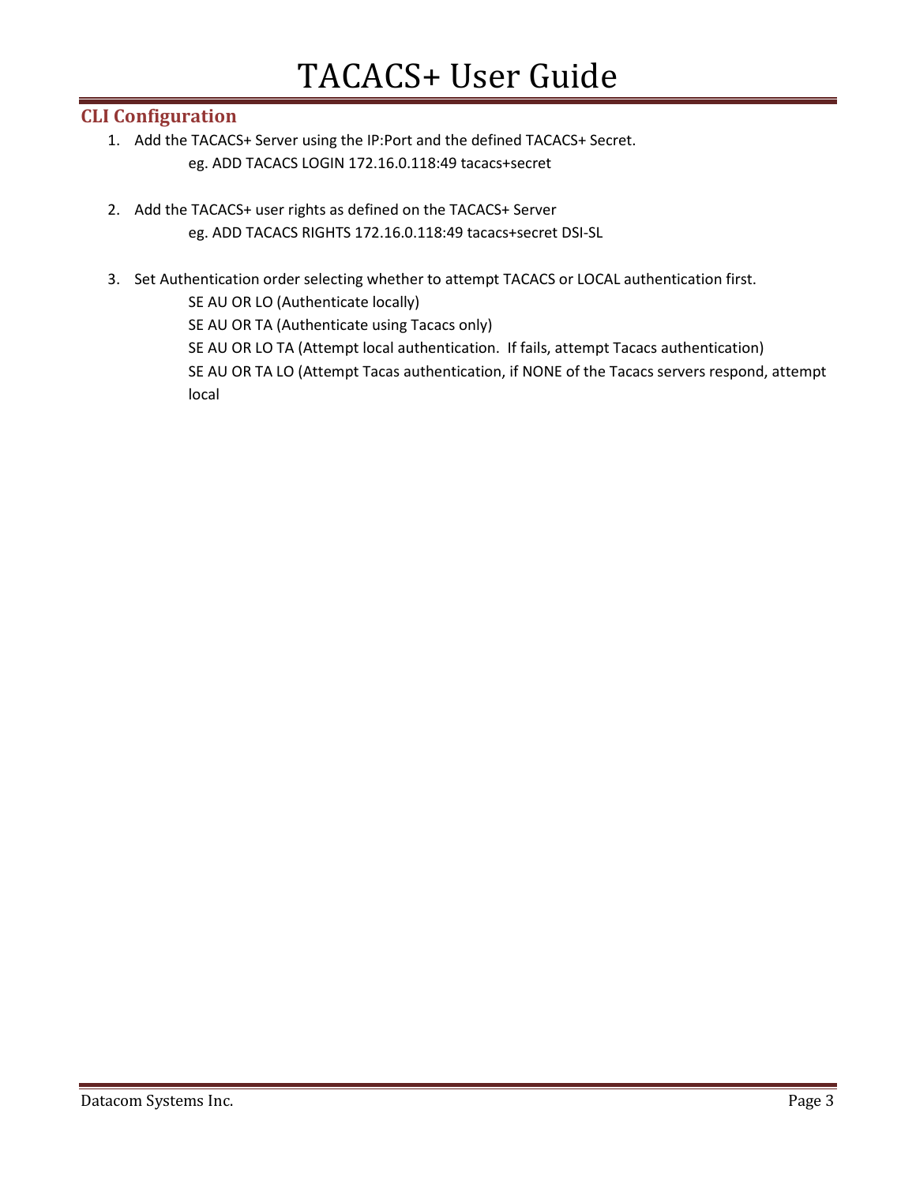## CLI Configuration

1. Add the TACACS+ Server using the IP:Port and the defined TACACS+ Secret.
   eg. ADD TACACS LOGIN 172.16.0.118:49 tacacs+secret

2. Add the TACACS+ user rights as defined on the TACACS+ Server
   eg. ADD TACACS RIGHTS 172.16.0.118:49 tacacs+secret DSI-SL

3. Set Authentication order selecting whether to attempt TACACS or LOCAL authentication first.
   SE AU OR LO (Authenticate locally)
   SE AU OR TA (Authenticate using Tacacs only)
   SE AU OR LO TA (Attempt local authentication. If fails, attempt Tacacs authentication)
   SE AU OR TA LO (Attempt Tacas authentication, if NONE of the Tacacs servers respond, attempt local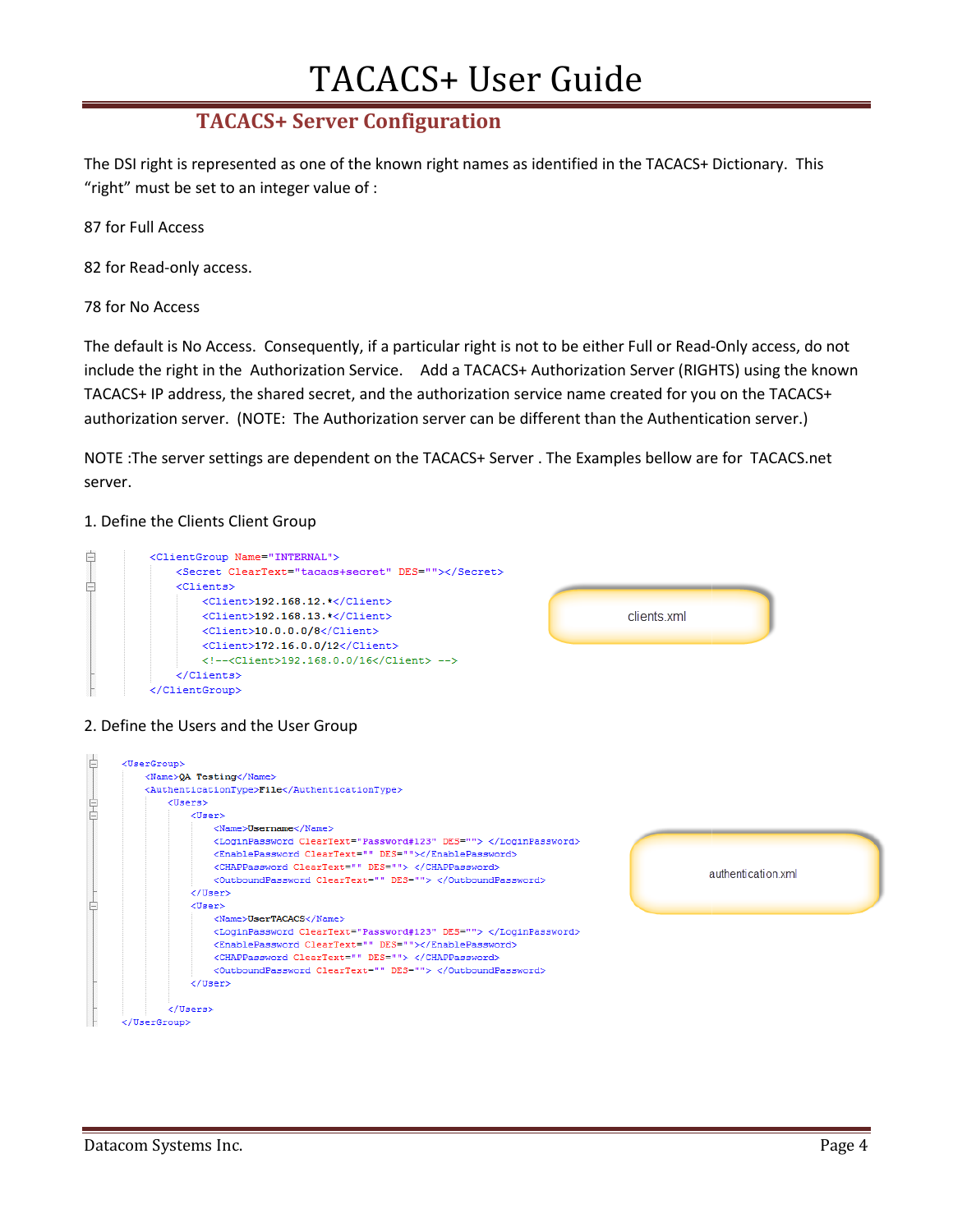## TACACS+ Server Configuration

The DSI right is represented as one of the known right names as identified in the TACACS+ Dictionary. This "right" must be set to an integer value of :

87 for Full Access

82 for Read-only access.

78 for No Access

The default is No Access. Consequently, if a particular right is not to be either Full or Read-Only access, do not include the right in the Authorization Service. Add a TACACS+ Authorization Server (RIGHTS) using the known TACACS+ IP address, the shared secret, and the authorization service name created for you on the TACACS+ authorization server. (NOTE: The Authorization server can be different than the Authentication server.)

NOTE :The server settings are dependent on the TACACS+ Server . The Examples bellow are for TACACS.net server.

1. Define the Clients Client Group

clients.xml

```
<ClientGroup Name="INTERNAL">
    <Secret ClearText="tacacs+secret" DES=""></Secret>
    <Clients>
        <Client>192.168.12.*</Client>
        <Client>192.168.13.*</Client>
        <Client>10.0.0.0/8</Client>
        <Client>172.16.0.0/12</Client>
        <!--<Client>192.168.0.0/16</Client> -->
    </Clients>
</ClientGroup>
```

2. Define the Users and the User Group

authentication.xml

```
<UserGroup>
    <Name>QA Testing</Name>
    <AuthenticationType>File</AuthenticationType>
        <Users>
            <User>
                <Name>Username</Name>
                <LoginPassword ClearText="Password#123" DES=""> </LoginPassword>
                <EnablePassword ClearText="" DES=""></EnablePassword>
                <CHAPPassword ClearText="" DES=""> </CHAPPassword>
                <OutboundPassword ClearText="" DES=""> </OutboundPassword>
            </User>
            <User>
                <Name>UserTACACS</Name>
                <LoginPassword ClearText="Password#123" DES=""> </LoginPassword>
                <EnablePassword ClearText="" DES=""></EnablePassword>
                <CHAPPassword ClearText="" DES=""> </CHAPPassword>
                <OutboundPassword ClearText="" DES=""> </OutboundPassword>
            </User>

        </Users>
</UserGroup>
```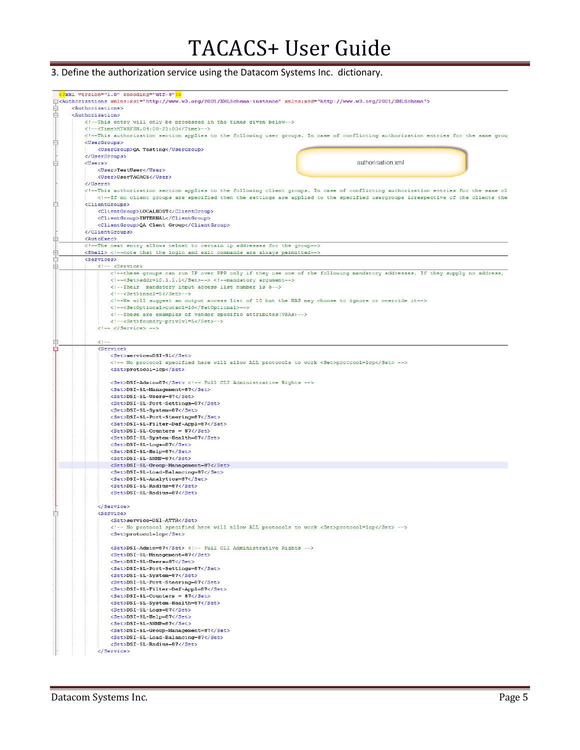3. Define the authorization service using the Datacom Systems Inc. dictionary.

```xml
<?xml version="1.0" encoding="utf-8"?>
<Authorizations xmlns:xsi="http://www.w3.org/2001/XMLSchema-instance" xmlns:xsd="http://www.w3.org/2001/XMLSchema">
  <Authorizations>
  <Authorization>
    <!--This entry will only be processed in the times given below-->
    <!--<Time>MTWRFSN,04:00-21:00</Time>-->
    <!--This authorization section applies to the following user groups. In case of conflicting authorization entries for the same grou
    <UserGroups>
        <UserGroup>QA Testing</UserGroup>
    </UserGroups>
    <Users>
        <User>TestUser</User>
        <User>UserTACACS</User>
    </Users>
    <!--This authorization section applies to the following client groups. In case of conflicting authorization entries for the same cl
        <!--If no client groups are specified then the settings are applied to the specified usergroups irrespective of the clients the
    <ClientGroups>
        <ClientGroup>LOCALHOST</ClientGroup>
        <ClientGroup>INTERNAL</ClientGroup>
        <ClientGroup>QA Clent Group</ClientGroup>
    </ClientGroups>
    <AutoExec>
    <!--The next entry allows telnet to certain ip addresses for the group-->
    <Shell> <!--note that the login and exit commands are always permitted-->
    <Services>
        <!-- <Service>
            <!--these groups can run IP over PPP only if they use one of the following mandatory addresses. If they supply no address,
            <!--<Set>addr=10.1.1.1</Set>--> <!--mandatory argument-->
            <!--Their  mandatory input access list number is 5-->
            <!--<Set>inacl=5</Set>-->
            <!--We will suggest an output access list of 10 but the NAS may choose to ignore or override it-->
            <!--<SetOptional>outacl=10</SetOptional>-->
            <!--These are examples of vendor specific attributes(VSAs)-->
            <!--<Set>foundry-privlvl=5</Set>-->
        <!-- </Service> -->

        <!--
        <Service>
            <Set>service=DSI-SL</Set>
            <!-- No protocol specified here will allow ALL protocols to work <Set>protocol=lcp</Set> -->
            <Set>protocol=lcp</Set>

            <Set>DSI-Admin=87</Set> <!-- Full CLI Administrative Rights -->
            <Set>DSI-SL-Management=87</Set>
            <Set>DSI-SL-Users=87</Set>
            <Set>DSI-SL-Port-Settings=87</Set>
            <Set>DSI-SL-System=87</Set>
            <Set>DSI-SL-Port-Steering=87</Set>
            <Set>DSI-SL-Filter-Def-Appl=87</Set>
            <Set>DSI-SL-Counters = 87</Set>
            <Set>DSI-SL-System-Health=87</Set>
            <Set>DSI-SL-Logs=87</Set>
            <Set>DSI-SL-Help=87</Set>
            <Set>DSI-SL-SNMP=87</Set>
            <Set>DSI-SL-Group-Management=87</Set>
            <Set>DSI-SL-Load-Balancing=87</Set>
            <Set>DSI-SL-Analytics=87</Set>
            <Set>DSI-SL-Radius=87</Set>
            <Set>DSI-SL-Radius=87</Set>

        </Service>
        <Service>
            <Set>service=DSI-ATTR</Set>
            <!-- No protocol specified here will allow ALL protocols to work <Set>protocol=lcp</Set> -->
            <Set>protocol=lcp</Set>

            <Set>DSI-Admin=87</Set> <!-- Full CLI Administrative Rights -->
            <Set>DSI-SL-Management=87</Set>
            <Set>DSI-SL-Users=87</Set>
            <Set>DSI-SL-Port-Settings=87</Set>
            <Set>DSI-SL-System=87</Set>
            <Set>DSI-SL-Port-Steering=87</Set>
            <Set>DSI-SL-Filter-Def-Appl=87</Set>
            <Set>DSI-SL-Counters = 87</Set>
            <Set>DSI-SL-System-Health=87</Set>
            <Set>DSI-SL-Logs=87</Set>
            <Set>DSI-SL-Help=87</Set>
            <Set>DSI-SL-SNMP=87</Set>
            <Set>DSI-SL-Group-Management=87</Set>
            <Set>DSI-SL-Load-Balancing=87</Set>
            <Set>DSI-SL-Radius=87</Set>
        </Service>
```

authorisation.xml